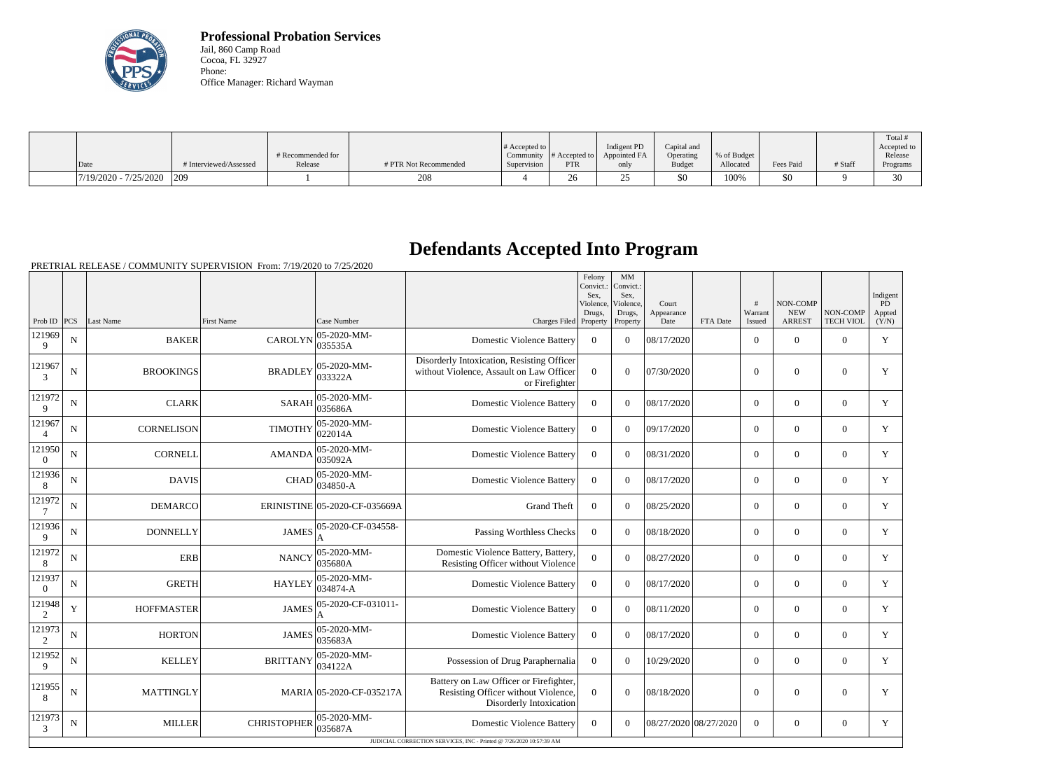**Professional Probation Services**
Jail, 860 Camp Road
Cocoa, FL 32927
Phone:
Office Manager: Richard Wayman

| Date | # Interviewed/Assessed | # Recommended for Release | # PTR Not Recommended | # Accepted to Community Supervision | # Accepted to PTR | Indigent PD Appointed FA only | Capital and Operating Budget | % of Budget Allocated | Fees Paid | # Staff | Total # Accepted to Release Programs |
|---|---|---|---|---|---|---|---|---|---|---|---|
| 7/19/2020 - 7/25/2020 | 209 | 1 | 208 | 4 | 26 | 25 | $0 | 100% | $0 | 9 | 30 |

# Defendants Accepted Into Program

PRETRIAL RELEASE / COMMUNITY SUPERVISION From: 7/19/2020 to 7/25/2020

| Prob ID | PCS | Last Name | First Name | Case Number | Charges Filed | Felony Convict.: Sex, Violence, Drugs, Property | MM Convict.: Sex, Violence, Drugs, Property | Court Appearance Date | FTA Date | # Warrant Issued | NON-COMP NEW ARREST | NON-COMP TECH VIOL | Indigent PD Appted (Y/N) |
|---|---|---|---|---|---|---|---|---|---|---|---|---|---|
| 1219699 | N | BAKER | CAROLYN | 05-2020-MM-035535A | Domestic Violence Battery | 0 | 0 | 08/17/2020 | | 0 | 0 | 0 | Y |
| 1219673 | N | BROOKINGS | BRADLEY | 05-2020-MM-033322A | Disorderly Intoxication, Resisting Officer without Violence, Assault on Law Officer or Firefighter | 0 | 0 | 07/30/2020 | | 0 | 0 | 0 | Y |
| 1219729 | N | CLARK | SARAH | 05-2020-MM-035686A | Domestic Violence Battery | 0 | 0 | 08/17/2020 | | 0 | 0 | 0 | Y |
| 1219674 | N | CORNELISON | TIMOTHY | 05-2020-MM-022014A | Domestic Violence Battery | 0 | 0 | 09/17/2020 | | 0 | 0 | 0 | Y |
| 1219500 | N | CORNELL | AMANDA | 05-2020-MM-035092A | Domestic Violence Battery | 0 | 0 | 08/31/2020 | | 0 | 0 | 0 | Y |
| 1219368 | N | DAVIS | CHAD | 05-2020-MM-034850-A | Domestic Violence Battery | 0 | 0 | 08/17/2020 | | 0 | 0 | 0 | Y |
| 1219727 | N | DEMARCO | ERINISTINE | 05-2020-CF-035669A | Grand Theft | 0 | 0 | 08/25/2020 | | 0 | 0 | 0 | Y |
| 1219369 | N | DONNELLY | JAMES | 05-2020-CF-034558-A | Passing Worthless Checks | 0 | 0 | 08/18/2020 | | 0 | 0 | 0 | Y |
| 1219728 | N | ERB | NANCY | 05-2020-MM-035680A | Domestic Violence Battery, Battery, Resisting Officer without Violence | 0 | 0 | 08/27/2020 | | 0 | 0 | 0 | Y |
| 1219370 | N | GRETH | HAYLEY | 05-2020-MM-034874-A | Domestic Violence Battery | 0 | 0 | 08/17/2020 | | 0 | 0 | 0 | Y |
| 1219482 | Y | HOFFMASTER | JAMES | 05-2020-CF-031011-A | Domestic Violence Battery | 0 | 0 | 08/11/2020 | | 0 | 0 | 0 | Y |
| 1219732 | N | HORTON | JAMES | 05-2020-MM-035683A | Domestic Violence Battery | 0 | 0 | 08/17/2020 | | 0 | 0 | 0 | Y |
| 1219529 | N | KELLEY | BRITTANY | 05-2020-MM-034122A | Possession of Drug Paraphernalia | 0 | 0 | 10/29/2020 | | 0 | 0 | 0 | Y |
| 1219558 | N | MATTINGLY | MARIA | 05-2020-CF-035217A | Battery on Law Officer or Firefighter, Resisting Officer without Violence, Disorderly Intoxication | 0 | 0 | 08/18/2020 | | 0 | 0 | 0 | Y |
| 1219733 | N | MILLER | CHRISTOPHER | 05-2020-MM-035687A | Domestic Violence Battery | 0 | 0 | 08/27/2020 | 08/27/2020 | 0 | 0 | 0 | Y |

JUDICIAL CORRECTION SERVICES, INC - Printed @ 7/26/2020 10:57:39 AM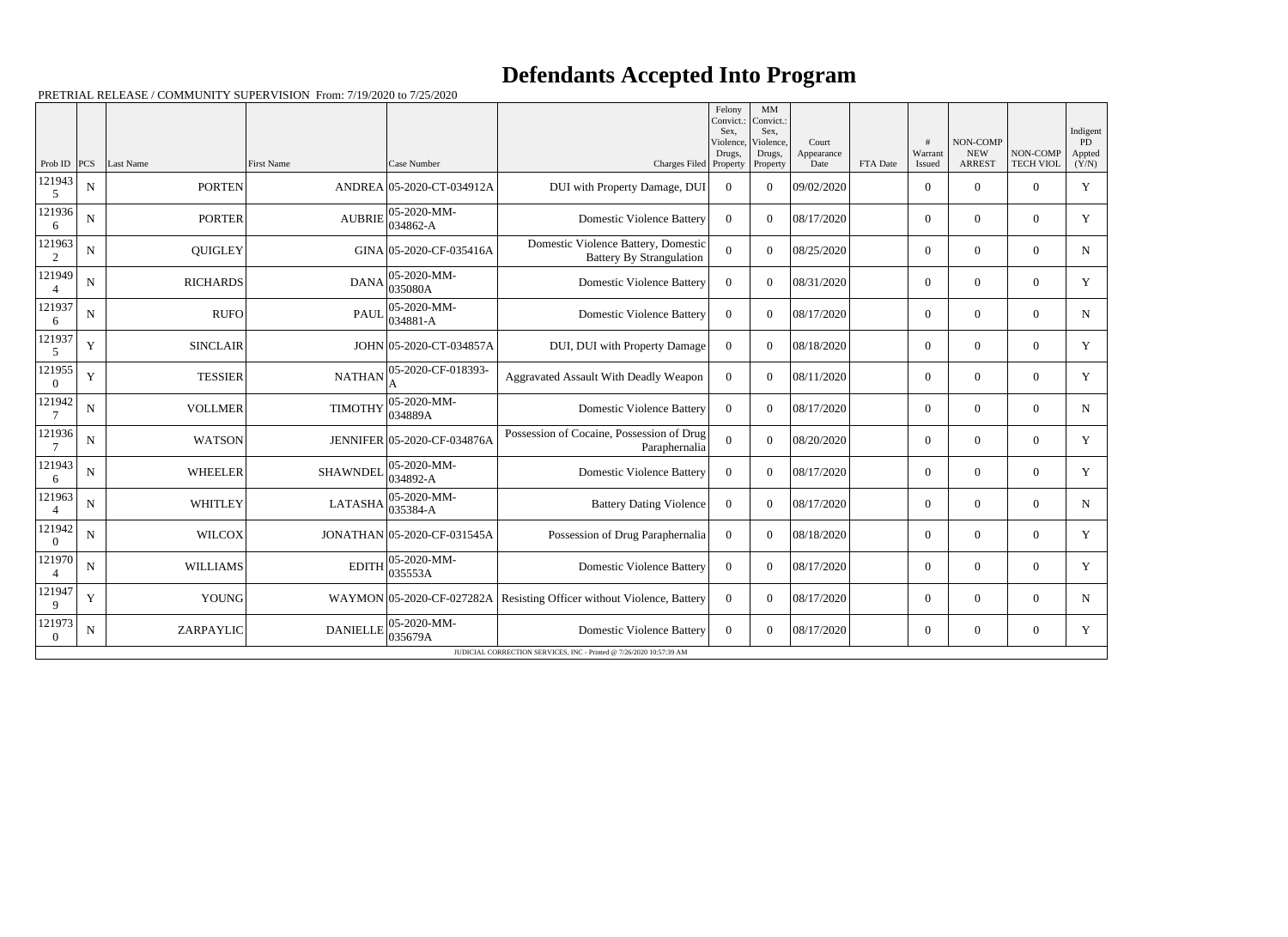# Defendants Accepted Into Program

PRETRIAL RELEASE / COMMUNITY SUPERVISION From: 7/19/2020 to 7/25/2020

| Prob ID | PCS | Last Name | First Name | Case Number | Charges Filed | Felony Convict.: Sex, Violence, Drugs, Property | MM Convict.: Sex, Violence, Drugs, Property | Court Appearance Date | FTA Date | # Warrant Issued | NON-COMP NEW ARREST | NON-COMP TECH VIOL | Indigent PD Appted (Y/N) |
|---|---|---|---|---|---|---|---|---|---|---|---|---|---|
| 1219435 | N | PORTEN | ANDREA | 05-2020-CT-034912A | DUI with Property Damage, DUI | 0 | 0 | 09/02/2020 | | 0 | 0 | 0 | Y |
| 1219366 | N | PORTER | AUBRIE | 05-2020-MM-034862-A | Domestic Violence Battery | 0 | 0 | 08/17/2020 | | 0 | 0 | 0 | Y |
| 1219632 | N | QUIGLEY | GINA | 05-2020-CF-035416A | Domestic Violence Battery, Domestic Battery By Strangulation | 0 | 0 | 08/25/2020 | | 0 | 0 | 0 | N |
| 1219494 | N | RICHARDS | DANA | 05-2020-MM-035080A | Domestic Violence Battery | 0 | 0 | 08/31/2020 | | 0 | 0 | 0 | Y |
| 1219376 | N | RUFO | PAUL | 05-2020-MM-034881-A | Domestic Violence Battery | 0 | 0 | 08/17/2020 | | 0 | 0 | 0 | N |
| 1219375 | Y | SINCLAIR | JOHN | 05-2020-CT-034857A | DUI, DUI with Property Damage | 0 | 0 | 08/18/2020 | | 0 | 0 | 0 | Y |
| 1219550 | Y | TESSIER | NATHAN | 05-2020-CF-018393-A | Aggravated Assault With Deadly Weapon | 0 | 0 | 08/11/2020 | | 0 | 0 | 0 | Y |
| 1219427 | N | VOLLMER | TIMOTHY | 05-2020-MM-034889A | Domestic Violence Battery | 0 | 0 | 08/17/2020 | | 0 | 0 | 0 | N |
| 1219367 | N | WATSON | JENNIFER | 05-2020-CF-034876A | Possession of Cocaine, Possession of Drug Paraphernalia | 0 | 0 | 08/20/2020 | | 0 | 0 | 0 | Y |
| 1219436 | N | WHEELER | SHAWNDEL | 05-2020-MM-034892-A | Domestic Violence Battery | 0 | 0 | 08/17/2020 | | 0 | 0 | 0 | Y |
| 1219634 | N | WHITLEY | LATASHA | 05-2020-MM-035384-A | Battery Dating Violence | 0 | 0 | 08/17/2020 | | 0 | 0 | 0 | N |
| 1219420 | N | WILCOX | JONATHAN | 05-2020-CF-031545A | Possession of Drug Paraphernalia | 0 | 0 | 08/18/2020 | | 0 | 0 | 0 | Y |
| 1219704 | N | WILLIAMS | EDITH | 05-2020-MM-035553A | Domestic Violence Battery | 0 | 0 | 08/17/2020 | | 0 | 0 | 0 | Y |
| 1219479 | Y | YOUNG | WAYMON | 05-2020-CF-027282A | Resisting Officer without Violence, Battery | 0 | 0 | 08/17/2020 | | 0 | 0 | 0 | N |
| 1219730 | N | ZARPAYLIC | DANIELLE | 05-2020-MM-035679A | Domestic Violence Battery | 0 | 0 | 08/17/2020 | | 0 | 0 | 0 | Y |

JUDICIAL CORRECTION SERVICES, INC - Printed @ 7/26/2020 10:57:39 AM